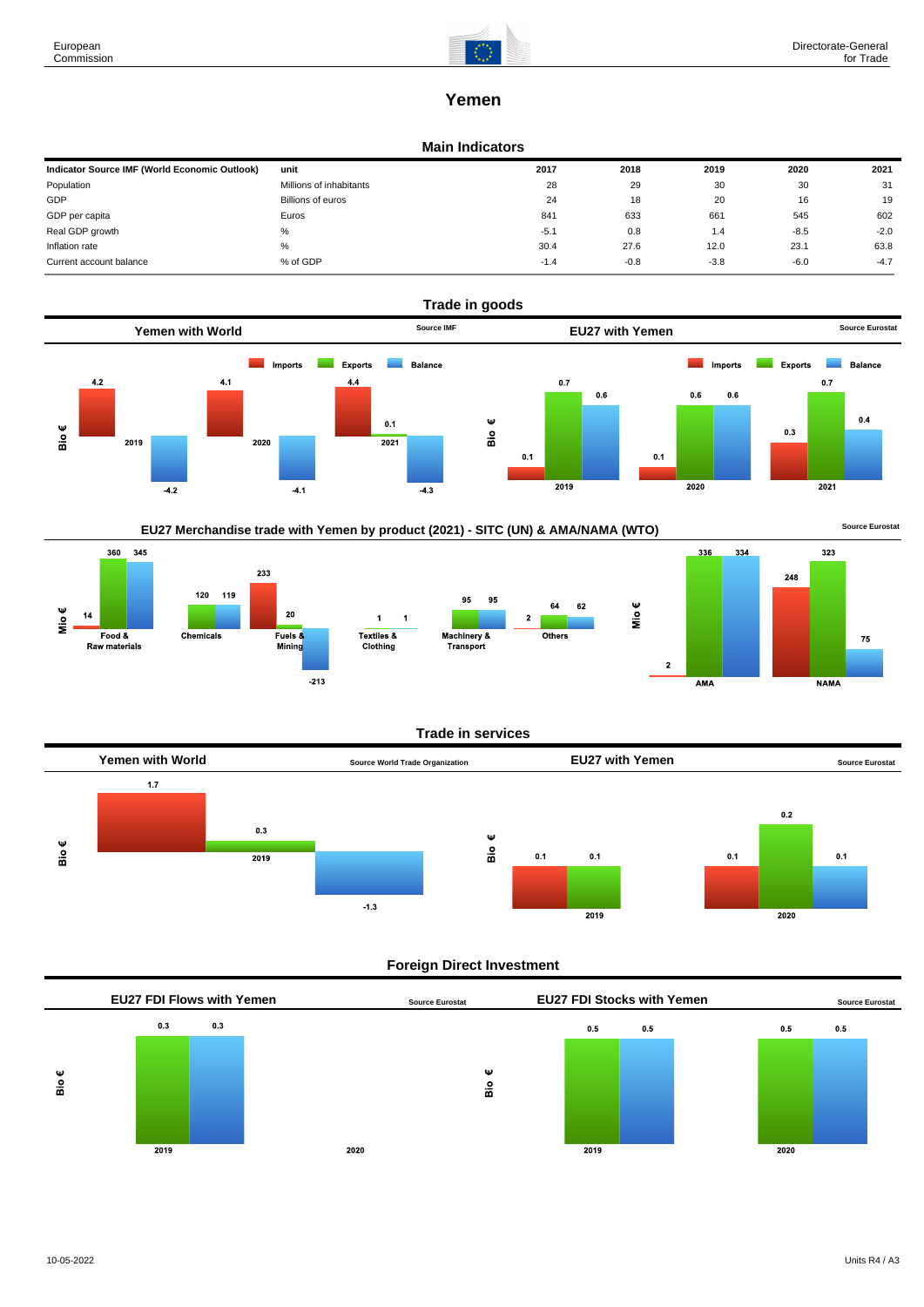# Yemen

## Main Indicators

| Indicator Source IMF (World Economic Outlook) | unit | 2017 | 2018 | 2019 | 2020 | 2021 |
|---|---|---|---|---|---|---|
| Population | Millions of inhabitants | 28 | 29 | 30 | 30 | 31 |
| GDP | Billions of euros | 24 | 18 | 20 | 16 | 19 |
| GDP per capita | Euros | 841 | 633 | 661 | 545 | 602 |
| Real GDP growth | % | -5.1 | 0.8 | 1.4 | -8.5 | -2.0 |
| Inflation rate | % | 30.4 | 27.6 | 12.0 | 23.1 | 63.8 |
| Current account balance | % of GDP | -1.4 | -0.8 | -3.8 | -6.0 | -4.7 |

## Trade in goods

### Yemen with World

Source IMF

Bio €

| | Imports | Exports | Balance |
|---|---|---|---|
| 2019 | 4.2 | | -4.2 |
| 2020 | 4.1 | | -4.1 |
| 2021 | 4.4 | 0.1 | -4.3 |

### EU27 with Yemen

Source Eurostat

Bio €

| | Imports | Exports | Balance |
|---|---|---|---|
| 2019 | 0.1 | 0.7 | 0.6 |
| 2020 | 0.1 | 0.6 | 0.6 |
| 2021 | 0.3 | 0.7 | 0.4 |

### EU27 Merchandise trade with Yemen by product (2021) - SITC (UN) & AMA/NAMA (WTO)

Source Eurostat

Mio €

| | Imports | Exports | Balance |
|---|---|---|---|
| Food & Raw materials | 14 | 360 | 345 |
| Chemicals | | 120 | 119 |
| Fuels & Mining | 233 | 20 | -213 |
| Textiles & Clothing | | 1 | 1 |
| Machinery & Transport | | 95 | 95 |
| Others | 2 | 64 | 62 |
| AMA | 2 | 336 | 334 |
| NAMA | 248 | 323 | 75 |

## Trade in services

### Yemen with World

Source World Trade Organization

Bio €

| | Imports | Exports | Balance |
|---|---|---|---|
| 2019 | 1.7 | 0.3 | -1.3 |

### EU27 with Yemen

Source Eurostat

Bio €

| | Imports | Exports | Balance |
|---|---|---|---|
| 2019 | 0.1 | 0.1 | |
| 2020 | 0.1 | 0.2 | 0.1 |

## Foreign Direct Investment

### EU27 FDI Flows with Yemen

Source Eurostat

Bio €

| | Inward | Outward |
|---|---|---|
| 2019 | 0.3 | 0.3 |
| 2020 | | |

### EU27 FDI Stocks with Yemen

Source Eurostat

Bio €

| | Inward | Outward |
|---|---|---|
| 2019 | 0.5 | 0.5 |
| 2020 | 0.5 | 0.5 |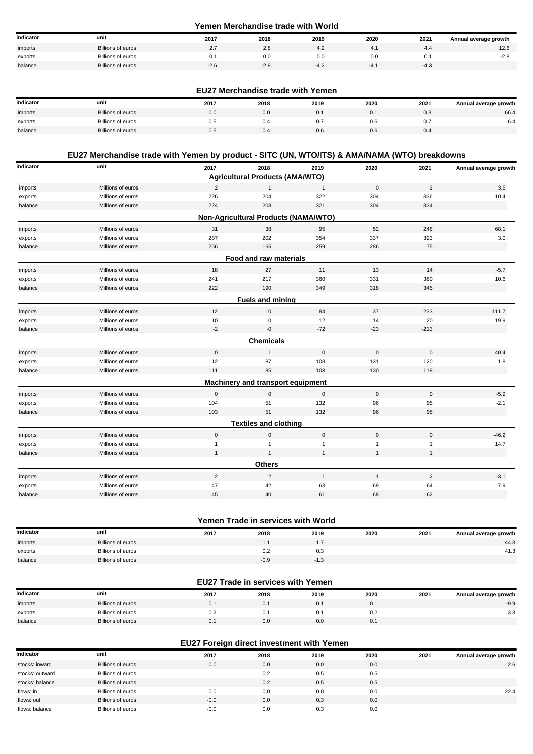## Yemen Merchandise trade with World

| indicator | unit | 2017 | 2018 | 2019 | 2020 | 2021 | Annual average growth |
|---|---|---|---|---|---|---|---|
| imports | Billions of euros | 2.7 | 2.8 | 4.2 | 4.1 | 4.4 | 12.6 |
| exports | Billions of euros | 0.1 | 0.0 | 0.0 | 0.0 | 0.1 | -2.8 |
| balance | Billions of euros | -2.6 | -2.8 | -4.2 | -4.1 | -4.3 | |

## EU27 Merchandise trade with Yemen

| indicator | unit | 2017 | 2018 | 2019 | 2020 | 2021 | Annual average growth |
|---|---|---|---|---|---|---|---|
| imports | Billions of euros | 0.0 | 0.0 | 0.1 | 0.1 | 0.3 | 66.4 |
| exports | Billions of euros | 0.5 | 0.4 | 0.7 | 0.6 | 0.7 | 6.4 |
| balance | Billions of euros | 0.5 | 0.4 | 0.6 | 0.6 | 0.4 | |

## EU27 Merchandise trade with Yemen by product - SITC (UN, WTO/ITS) & AMA/NAMA (WTO) breakdowns

| indicator | unit | 2017 | 2018 | 2019 | 2020 | 2021 | Annual average growth |
|---|---|---|---|---|---|---|---|
| **Agricultural Products (AMA/WTO)** | | | | | | | |
| imports | Millions of euros | 2 | 1 | 1 | 0 | 2 | 3.6 |
| exports | Millions of euros | 226 | 204 | 322 | 304 | 336 | 10.4 |
| balance | Millions of euros | 224 | 203 | 321 | 304 | 334 | |
| **Non-Agricultural Products (NAMA/WTO)** | | | | | | | |
| imports | Millions of euros | 31 | 38 | 95 | 52 | 248 | 68.1 |
| exports | Millions of euros | 287 | 202 | 354 | 337 | 323 | 3.0 |
| balance | Millions of euros | 256 | 165 | 259 | 286 | 75 | |
| **Food and raw materials** | | | | | | | |
| imports | Millions of euros | 18 | 27 | 11 | 13 | 14 | -5.7 |
| exports | Millions of euros | 241 | 217 | 360 | 331 | 360 | 10.6 |
| balance | Millions of euros | 222 | 190 | 349 | 318 | 345 | |
| **Fuels and mining** | | | | | | | |
| imports | Millions of euros | 12 | 10 | 84 | 37 | 233 | 111.7 |
| exports | Millions of euros | 10 | 10 | 12 | 14 | 20 | 19.9 |
| balance | Millions of euros | -2 | -0 | -72 | -23 | -213 | |
| **Chemicals** | | | | | | | |
| imports | Millions of euros | 0 | 1 | 0 | 0 | 0 | 40.4 |
| exports | Millions of euros | 112 | 87 | 108 | 131 | 120 | 1.8 |
| balance | Millions of euros | 111 | 85 | 108 | 130 | 119 | |
| **Machinery and transport equipment** | | | | | | | |
| imports | Millions of euros | 0 | 0 | 0 | 0 | 0 | -5.9 |
| exports | Millions of euros | 104 | 51 | 132 | 96 | 95 | -2.1 |
| balance | Millions of euros | 103 | 51 | 132 | 96 | 95 | |
| **Textiles and clothing** | | | | | | | |
| imports | Millions of euros | 0 | 0 | 0 | 0 | 0 | -46.2 |
| exports | Millions of euros | 1 | 1 | 1 | 1 | 1 | 14.7 |
| balance | Millions of euros | 1 | 1 | 1 | 1 | 1 | |
| **Others** | | | | | | | |
| imports | Millions of euros | 2 | 2 | 1 | 1 | 2 | -3.1 |
| exports | Millions of euros | 47 | 42 | 63 | 69 | 64 | 7.9 |
| balance | Millions of euros | 45 | 40 | 61 | 68 | 62 | |

## Yemen Trade in services with World

| indicator | unit | 2017 | 2018 | 2019 | 2020 | 2021 | Annual average growth |
|---|---|---|---|---|---|---|---|
| imports | Billions of euros | | 1.1 | 1.7 | | | 44.3 |
| exports | Billions of euros | | 0.2 | 0.3 | | | 41.3 |
| balance | Billions of euros | | -0.9 | -1.3 | | | |

## EU27 Trade in services with Yemen

| indicator | unit | 2017 | 2018 | 2019 | 2020 | 2021 | Annual average growth |
|---|---|---|---|---|---|---|---|
| imports | Billions of euros | 0.1 | 0.1 | 0.1 | 0.1 | | -9.9 |
| exports | Billions of euros | 0.2 | 0.1 | 0.1 | 0.2 | | 3.3 |
| balance | Billions of euros | 0.1 | 0.0 | 0.0 | 0.1 | | |

## EU27 Foreign direct investment with Yemen

| indicator | unit | 2017 | 2018 | 2019 | 2020 | 2021 | Annual average growth |
|---|---|---|---|---|---|---|---|
| stocks: inward | Billions of euros | 0.0 | 0.0 | 0.0 | 0.0 | | 2.6 |
| stocks: outward | Billions of euros | | 0.2 | 0.5 | 0.5 | | |
| stocks: balance | Billions of euros | | 0.2 | 0.5 | 0.5 | | |
| flows: in | Billions of euros | 0.0 | 0.0 | 0.0 | 0.0 | | 22.4 |
| flows: out | Billions of euros | -0.0 | 0.0 | 0.3 | 0.0 | | |
| flows: balance | Billions of euros | -0.0 | 0.0 | 0.3 | 0.0 | | |